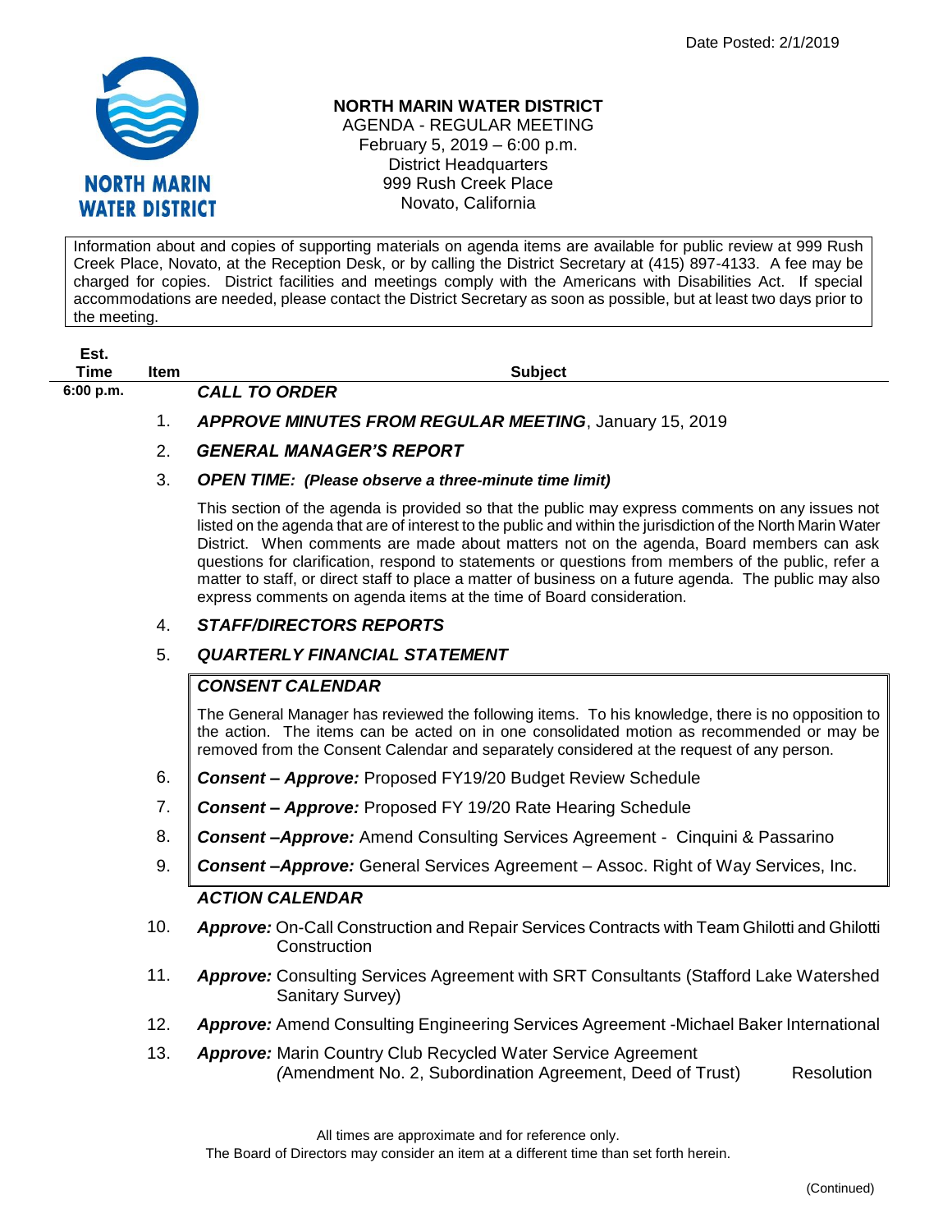Date Posted: 2/1/2019

# NORTH MARIN WATER DISTRICT

AGENDA - REGULAR MEETING
February 5, 2019 – 6:00 p.m.
District Headquarters
999 Rush Creek Place
Novato, California

Information about and copies of supporting materials on agenda items are available for public review at 999 Rush Creek Place, Novato, at the Reception Desk, or by calling the District Secretary at (415) 897-4133. A fee may be charged for copies. District facilities and meetings comply with the Americans with Disabilities Act. If special accommodations are needed, please contact the District Secretary as soon as possible, but at least two days prior to the meeting.

| Est. Time | Item | Subject |
|---|---|---|
| 6:00 p.m. | | ***CALL TO ORDER*** |
| | 1. | ***APPROVE MINUTES FROM REGULAR MEETING***, January 15, 2019 |
| | 2. | ***GENERAL MANAGER'S REPORT*** |
| | 3. | ***OPEN TIME: (Please observe a three-minute time limit)*** |

This section of the agenda is provided so that the public may express comments on any issues not listed on the agenda that are of interest to the public and within the jurisdiction of the North Marin Water District. When comments are made about matters not on the agenda, Board members can ask questions for clarification, respond to statements or questions from members of the public, refer a matter to staff, or direct staff to place a matter of business on a future agenda. The public may also express comments on agenda items at the time of Board consideration.

4. ***STAFF/DIRECTORS REPORTS***
5. ***QUARTERLY FINANCIAL STATEMENT***

***CONSENT CALENDAR***

The General Manager has reviewed the following items. To his knowledge, there is no opposition to the action. The items can be acted on in one consolidated motion as recommended or may be removed from the Consent Calendar and separately considered at the request of any person.

6. ***Consent – Approve:*** Proposed FY19/20 Budget Review Schedule
7. ***Consent – Approve:*** Proposed FY 19/20 Rate Hearing Schedule
8. ***Consent –Approve:*** Amend Consulting Services Agreement - Cinquini & Passarino
9. ***Consent –Approve:*** General Services Agreement – Assoc. Right of Way Services, Inc.

***ACTION CALENDAR***

10. ***Approve:*** On-Call Construction and Repair Services Contracts with Team Ghilotti and Ghilotti Construction
11. ***Approve:*** Consulting Services Agreement with SRT Consultants (Stafford Lake Watershed Sanitary Survey)
12. ***Approve:*** Amend Consulting Engineering Services Agreement -Michael Baker International
13. ***Approve:*** Marin Country Club Recycled Water Service Agreement (Amendment No. 2, Subordination Agreement, Deed of Trust) Resolution

All times are approximate and for reference only.
The Board of Directors may consider an item at a different time than set forth herein.

(Continued)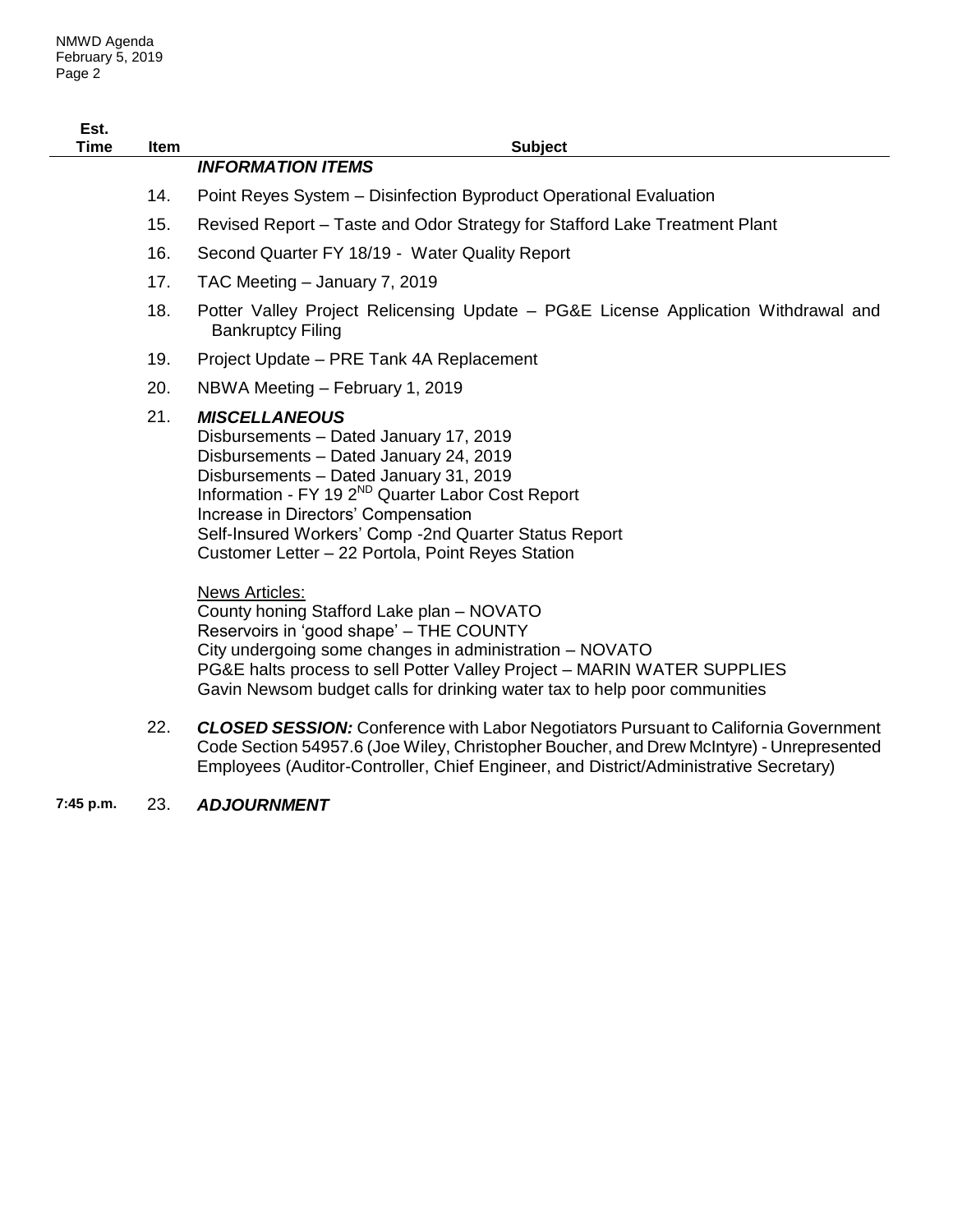| Est. Time | Item | Subject |
|---|---|---|
| | | ***INFORMATION ITEMS*** |
| | 14. | Point Reyes System – Disinfection Byproduct Operational Evaluation |
| | 15. | Revised Report – Taste and Odor Strategy for Stafford Lake Treatment Plant |
| | 16. | Second Quarter FY 18/19 - Water Quality Report |
| | 17. | TAC Meeting – January 7, 2019 |
| | 18. | Potter Valley Project Relicensing Update – PG&E License Application Withdrawal and Bankruptcy Filing |
| | 19. | Project Update – PRE Tank 4A Replacement |
| | 20. | NBWA Meeting – February 1, 2019 |
| | 21. | ***MISCELLANEOUS*** <br> Disbursements – Dated January 17, 2019 <br> Disbursements – Dated January 24, 2019 <br> Disbursements – Dated January 31, 2019 <br> Information - FY 19 2ND Quarter Labor Cost Report <br> Increase in Directors' Compensation <br> Self-Insured Workers' Comp -2nd Quarter Status Report <br> Customer Letter – 22 Portola, Point Reyes Station <br><br> News Articles: <br> County honing Stafford Lake plan – NOVATO <br> Reservoirs in 'good shape' – THE COUNTY <br> City undergoing some changes in administration – NOVATO <br> PG&E halts process to sell Potter Valley Project – MARIN WATER SUPPLIES <br> Gavin Newsom budget calls for drinking water tax to help poor communities |
| | 22. | ***CLOSED SESSION:*** Conference with Labor Negotiators Pursuant to California Government Code Section 54957.6 (Joe Wiley, Christopher Boucher, and Drew McIntyre) - Unrepresented Employees (Auditor-Controller, Chief Engineer, and District/Administrative Secretary) |
| 7:45 p.m. | 23. | ***ADJOURNMENT*** |